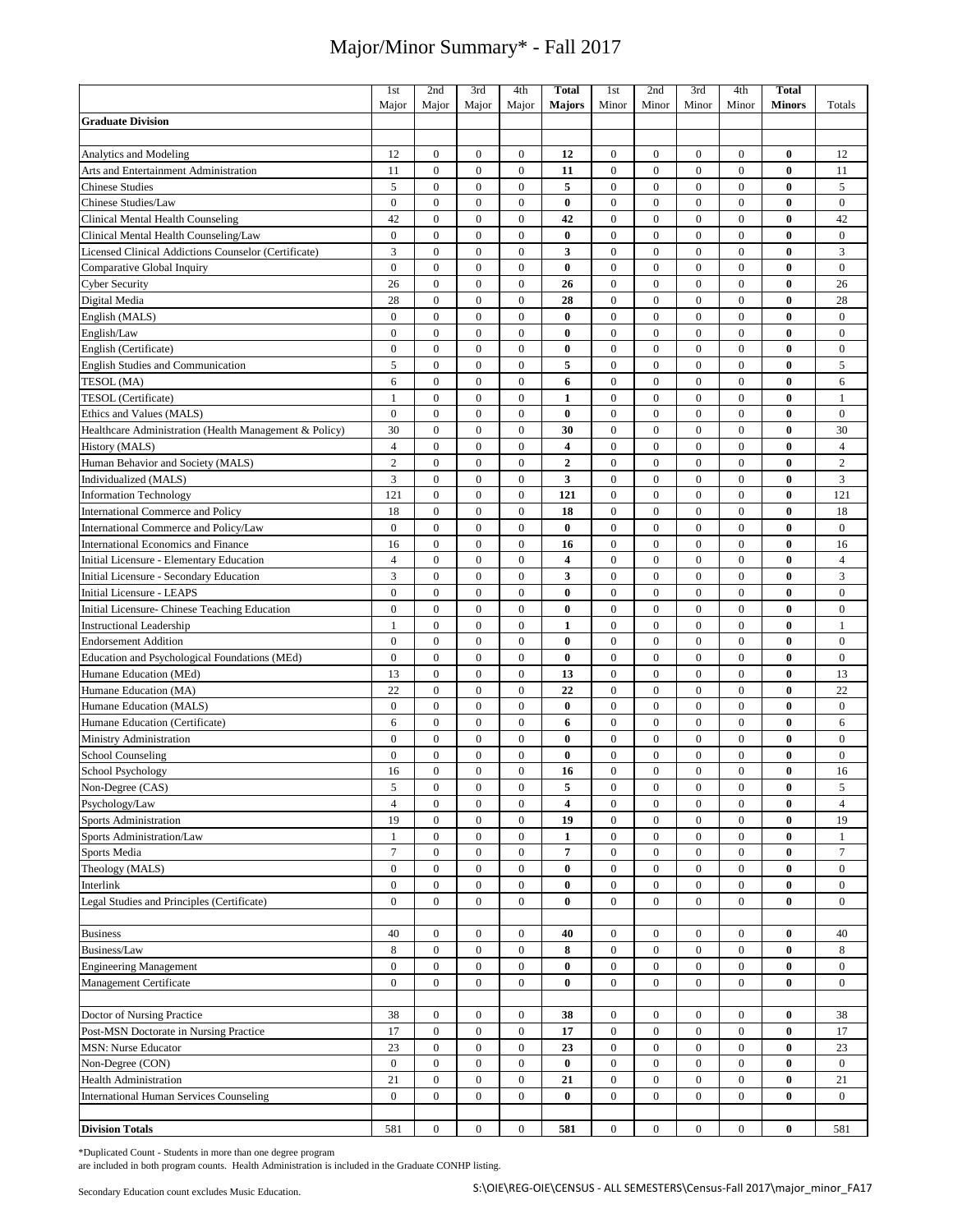# Major/Minor Summary* - Fall 2017

| | 1st Major | 2nd Major | 3rd Major | 4th Major | **Total Majors** | 1st Minor | 2nd Minor | 3rd Minor | 4th Minor | **Total Minors** | Totals |
|---|---|---|---|---|---|---|---|---|---|---|---|
| **Graduate Division** | | | | | | | | | | | |
| | | | | | | | | | | | |
| Analytics and Modeling | 12 | 0 | 0 | 0 | **12** | 0 | 0 | 0 | 0 | **0** | 12 |
| Arts and Entertainment Administration | 11 | 0 | 0 | 0 | **11** | 0 | 0 | 0 | 0 | **0** | 11 |
| Chinese Studies | 5 | 0 | 0 | 0 | **5** | 0 | 0 | 0 | 0 | **0** | 5 |
| Chinese Studies/Law | 0 | 0 | 0 | 0 | **0** | 0 | 0 | 0 | 0 | **0** | 0 |
| Clinical Mental Health Counseling | 42 | 0 | 0 | 0 | **42** | 0 | 0 | 0 | 0 | **0** | 42 |
| Clinical Mental Health Counseling/Law | 0 | 0 | 0 | 0 | **0** | 0 | 0 | 0 | 0 | **0** | 0 |
| Licensed Clinical Addictions Counselor (Certificate) | 3 | 0 | 0 | 0 | **3** | 0 | 0 | 0 | 0 | **0** | 3 |
| Comparative Global Inquiry | 0 | 0 | 0 | 0 | **0** | 0 | 0 | 0 | 0 | **0** | 0 |
| Cyber Security | 26 | 0 | 0 | 0 | **26** | 0 | 0 | 0 | 0 | **0** | 26 |
| Digital Media | 28 | 0 | 0 | 0 | **28** | 0 | 0 | 0 | 0 | **0** | 28 |
| English (MALS) | 0 | 0 | 0 | 0 | **0** | 0 | 0 | 0 | 0 | **0** | 0 |
| English/Law | 0 | 0 | 0 | 0 | **0** | 0 | 0 | 0 | 0 | **0** | 0 |
| English (Certificate) | 0 | 0 | 0 | 0 | **0** | 0 | 0 | 0 | 0 | **0** | 0 |
| English Studies and Communication | 5 | 0 | 0 | 0 | **5** | 0 | 0 | 0 | 0 | **0** | 5 |
| TESOL (MA) | 6 | 0 | 0 | 0 | **6** | 0 | 0 | 0 | 0 | **0** | 6 |
| TESOL (Certificate) | 1 | 0 | 0 | 0 | **1** | 0 | 0 | 0 | 0 | **0** | 1 |
| Ethics and Values (MALS) | 0 | 0 | 0 | 0 | **0** | 0 | 0 | 0 | 0 | **0** | 0 |
| Healthcare Administration (Health Management & Policy) | 30 | 0 | 0 | 0 | **30** | 0 | 0 | 0 | 0 | **0** | 30 |
| History (MALS) | 4 | 0 | 0 | 0 | **4** | 0 | 0 | 0 | 0 | **0** | 4 |
| Human Behavior and Society (MALS) | 2 | 0 | 0 | 0 | **2** | 0 | 0 | 0 | 0 | **0** | 2 |
| Individualized (MALS) | 3 | 0 | 0 | 0 | **3** | 0 | 0 | 0 | 0 | **0** | 3 |
| Information Technology | 121 | 0 | 0 | 0 | **121** | 0 | 0 | 0 | 0 | **0** | 121 |
| International Commerce and Policy | 18 | 0 | 0 | 0 | **18** | 0 | 0 | 0 | 0 | **0** | 18 |
| International Commerce and Policy/Law | 0 | 0 | 0 | 0 | **0** | 0 | 0 | 0 | 0 | **0** | 0 |
| International Economics and Finance | 16 | 0 | 0 | 0 | **16** | 0 | 0 | 0 | 0 | **0** | 16 |
| Initial Licensure - Elementary Education | 4 | 0 | 0 | 0 | **4** | 0 | 0 | 0 | 0 | **0** | 4 |
| Initial Licensure - Secondary Education | 3 | 0 | 0 | 0 | **3** | 0 | 0 | 0 | 0 | **0** | 3 |
| Initial Licensure - LEAPS | 0 | 0 | 0 | 0 | **0** | 0 | 0 | 0 | 0 | **0** | 0 |
| Initial Licensure- Chinese Teaching Education | 0 | 0 | 0 | 0 | **0** | 0 | 0 | 0 | 0 | **0** | 0 |
| Instructional Leadership | 1 | 0 | 0 | 0 | **1** | 0 | 0 | 0 | 0 | **0** | 1 |
| Endorsement Addition | 0 | 0 | 0 | 0 | **0** | 0 | 0 | 0 | 0 | **0** | 0 |
| Education and Psychological Foundations (MEd) | 0 | 0 | 0 | 0 | **0** | 0 | 0 | 0 | 0 | **0** | 0 |
| Humane Education (MEd) | 13 | 0 | 0 | 0 | **13** | 0 | 0 | 0 | 0 | **0** | 13 |
| Humane Education (MA) | 22 | 0 | 0 | 0 | **22** | 0 | 0 | 0 | 0 | **0** | 22 |
| Humane Education (MALS) | 0 | 0 | 0 | 0 | **0** | 0 | 0 | 0 | 0 | **0** | 0 |
| Humane Education (Certificate) | 6 | 0 | 0 | 0 | **6** | 0 | 0 | 0 | 0 | **0** | 6 |
| Ministry Administration | 0 | 0 | 0 | 0 | **0** | 0 | 0 | 0 | 0 | **0** | 0 |
| School Counseling | 0 | 0 | 0 | 0 | **0** | 0 | 0 | 0 | 0 | **0** | 0 |
| School Psychology | 16 | 0 | 0 | 0 | **16** | 0 | 0 | 0 | 0 | **0** | 16 |
| Non-Degree (CAS) | 5 | 0 | 0 | 0 | **5** | 0 | 0 | 0 | 0 | **0** | 5 |
| Psychology/Law | 4 | 0 | 0 | 0 | **4** | 0 | 0 | 0 | 0 | **0** | 4 |
| Sports Administration | 19 | 0 | 0 | 0 | **19** | 0 | 0 | 0 | 0 | **0** | 19 |
| Sports Administration/Law | 1 | 0 | 0 | 0 | **1** | 0 | 0 | 0 | 0 | **0** | 1 |
| Sports Media | 7 | 0 | 0 | 0 | **7** | 0 | 0 | 0 | 0 | **0** | 7 |
| Theology (MALS) | 0 | 0 | 0 | 0 | **0** | 0 | 0 | 0 | 0 | **0** | 0 |
| Interlink | 0 | 0 | 0 | 0 | **0** | 0 | 0 | 0 | 0 | **0** | 0 |
| Legal Studies and Principles (Certificate) | 0 | 0 | 0 | 0 | **0** | 0 | 0 | 0 | 0 | **0** | 0 |
| | | | | | | | | | | | |
| Business | 40 | 0 | 0 | 0 | **40** | 0 | 0 | 0 | 0 | **0** | 40 |
| Business/Law | 8 | 0 | 0 | 0 | **8** | 0 | 0 | 0 | 0 | **0** | 8 |
| Engineering Management | 0 | 0 | 0 | 0 | **0** | 0 | 0 | 0 | 0 | **0** | 0 |
| Management Certificate | 0 | 0 | 0 | 0 | **0** | 0 | 0 | 0 | 0 | **0** | 0 |
| | | | | | | | | | | | |
| Doctor of Nursing Practice | 38 | 0 | 0 | 0 | **38** | 0 | 0 | 0 | 0 | **0** | 38 |
| Post-MSN Doctorate in Nursing Practice | 17 | 0 | 0 | 0 | **17** | 0 | 0 | 0 | 0 | **0** | 17 |
| MSN: Nurse Educator | 23 | 0 | 0 | 0 | **23** | 0 | 0 | 0 | 0 | **0** | 23 |
| Non-Degree (CON) | 0 | 0 | 0 | 0 | **0** | 0 | 0 | 0 | 0 | **0** | 0 |
| Health Administration | 21 | 0 | 0 | 0 | **21** | 0 | 0 | 0 | 0 | **0** | 21 |
| International Human Services Counseling | 0 | 0 | 0 | 0 | **0** | 0 | 0 | 0 | 0 | **0** | 0 |
| | | | | | | | | | | | |
| **Division Totals** | 581 | 0 | 0 | 0 | **581** | 0 | 0 | 0 | 0 | **0** | 581 |

*Duplicated Count - Students in more than one degree program are included in both program counts. Health Administration is included in the Graduate CONHP listing.

Secondary Education count excludes Music Education.

S:\OIE\REG-OIE\CENSUS - ALL SEMESTERS\Census-Fall 2017\major_minor_FA17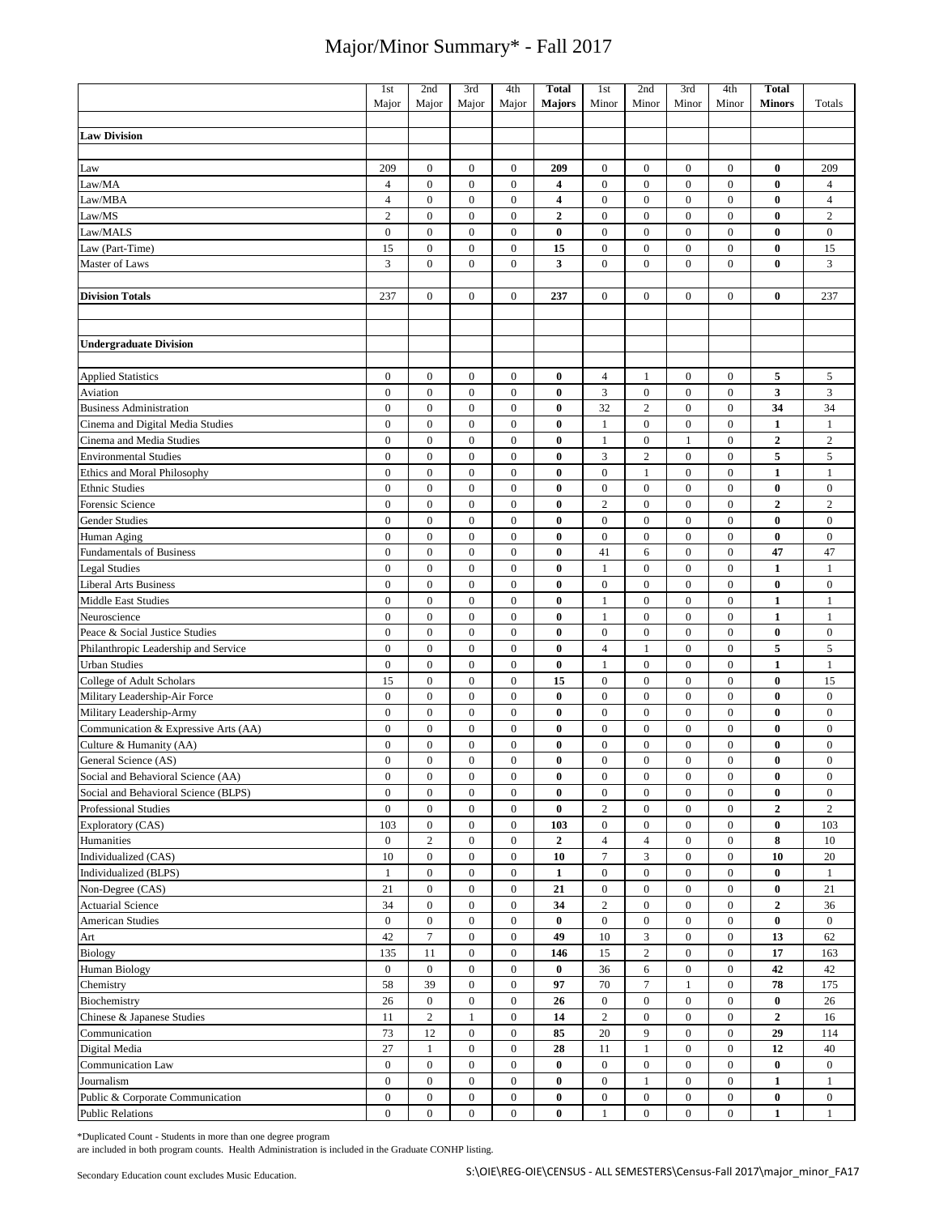# Major/Minor Summary* - Fall 2017

| | 1st Major | 2nd Major | 3rd Major | 4th Major | **Total Majors** | 1st Minor | 2nd Minor | 3rd Minor | 4th Minor | **Total Minors** | Totals |
|---|---|---|---|---|---|---|---|---|---|---|---|
| **Law Division** | | | | | | | | | | | |
| Law | 209 | 0 | 0 | 0 | **209** | 0 | 0 | 0 | 0 | **0** | 209 |
| Law/MA | 4 | 0 | 0 | 0 | **4** | 0 | 0 | 0 | 0 | **0** | 4 |
| Law/MBA | 4 | 0 | 0 | 0 | **4** | 0 | 0 | 0 | 0 | **0** | 4 |
| Law/MS | 2 | 0 | 0 | 0 | **2** | 0 | 0 | 0 | 0 | **0** | 2 |
| Law/MALS | 0 | 0 | 0 | 0 | **0** | 0 | 0 | 0 | 0 | **0** | 0 |
| Law (Part-Time) | 15 | 0 | 0 | 0 | **15** | 0 | 0 | 0 | 0 | **0** | 15 |
| Master of Laws | 3 | 0 | 0 | 0 | **3** | 0 | 0 | 0 | 0 | **0** | 3 |
| **Division Totals** | 237 | 0 | 0 | 0 | **237** | 0 | 0 | 0 | 0 | **0** | 237 |
| **Undergraduate Division** | | | | | | | | | | | |
| Applied Statistics | 0 | 0 | 0 | 0 | **0** | 4 | 1 | 0 | 0 | **5** | 5 |
| Aviation | 0 | 0 | 0 | 0 | **0** | 3 | 0 | 0 | 0 | **3** | 3 |
| Business Administration | 0 | 0 | 0 | 0 | **0** | 32 | 2 | 0 | 0 | **34** | 34 |
| Cinema and Digital Media Studies | 0 | 0 | 0 | 0 | **0** | 1 | 0 | 0 | 0 | **1** | 1 |
| Cinema and Media Studies | 0 | 0 | 0 | 0 | **0** | 1 | 0 | 1 | 0 | **2** | 2 |
| Environmental Studies | 0 | 0 | 0 | 0 | **0** | 3 | 2 | 0 | 0 | **5** | 5 |
| Ethics and Moral Philosophy | 0 | 0 | 0 | 0 | **0** | 0 | 1 | 0 | 0 | **1** | 1 |
| Ethnic Studies | 0 | 0 | 0 | 0 | **0** | 0 | 0 | 0 | 0 | **0** | 0 |
| Forensic Science | 0 | 0 | 0 | 0 | **0** | 2 | 0 | 0 | 0 | **2** | 2 |
| Gender Studies | 0 | 0 | 0 | 0 | **0** | 0 | 0 | 0 | 0 | **0** | 0 |
| Human Aging | 0 | 0 | 0 | 0 | **0** | 0 | 0 | 0 | 0 | **0** | 0 |
| Fundamentals of Business | 0 | 0 | 0 | 0 | **0** | 41 | 6 | 0 | 0 | **47** | 47 |
| Legal Studies | 0 | 0 | 0 | 0 | **0** | 1 | 0 | 0 | 0 | **1** | 1 |
| Liberal Arts Business | 0 | 0 | 0 | 0 | **0** | 0 | 0 | 0 | 0 | **0** | 0 |
| Middle East Studies | 0 | 0 | 0 | 0 | **0** | 1 | 0 | 0 | 0 | **1** | 1 |
| Neuroscience | 0 | 0 | 0 | 0 | **0** | 1 | 0 | 0 | 0 | **1** | 1 |
| Peace & Social Justice Studies | 0 | 0 | 0 | 0 | **0** | 0 | 0 | 0 | 0 | **0** | 0 |
| Philanthropic Leadership and Service | 0 | 0 | 0 | 0 | **0** | 4 | 1 | 0 | 0 | **5** | 5 |
| Urban Studies | 0 | 0 | 0 | 0 | **0** | 1 | 0 | 0 | 0 | **1** | 1 |
| College of Adult Scholars | 15 | 0 | 0 | 0 | **15** | 0 | 0 | 0 | 0 | **0** | 15 |
| Military Leadership-Air Force | 0 | 0 | 0 | 0 | **0** | 0 | 0 | 0 | 0 | **0** | 0 |
| Military Leadership-Army | 0 | 0 | 0 | 0 | **0** | 0 | 0 | 0 | 0 | **0** | 0 |
| Communication & Expressive Arts (AA) | 0 | 0 | 0 | 0 | **0** | 0 | 0 | 0 | 0 | **0** | 0 |
| Culture & Humanity (AA) | 0 | 0 | 0 | 0 | **0** | 0 | 0 | 0 | 0 | **0** | 0 |
| General Science (AS) | 0 | 0 | 0 | 0 | **0** | 0 | 0 | 0 | 0 | **0** | 0 |
| Social and Behavioral Science (AA) | 0 | 0 | 0 | 0 | **0** | 0 | 0 | 0 | 0 | **0** | 0 |
| Social and Behavioral Science (BLPS) | 0 | 0 | 0 | 0 | **0** | 0 | 0 | 0 | 0 | **0** | 0 |
| Professional Studies | 0 | 0 | 0 | 0 | **0** | 2 | 0 | 0 | 0 | **2** | 2 |
| Exploratory (CAS) | 103 | 0 | 0 | 0 | **103** | 0 | 0 | 0 | 0 | **0** | 103 |
| Humanities | 0 | 2 | 0 | 0 | **2** | 4 | 4 | 0 | 0 | **8** | 10 |
| Individualized (CAS) | 10 | 0 | 0 | 0 | **10** | 7 | 3 | 0 | 0 | **10** | 20 |
| Individualized (BLPS) | 1 | 0 | 0 | 0 | **1** | 0 | 0 | 0 | 0 | **0** | 1 |
| Non-Degree (CAS) | 21 | 0 | 0 | 0 | **21** | 0 | 0 | 0 | 0 | **0** | 21 |
| Actuarial Science | 34 | 0 | 0 | 0 | **34** | 2 | 0 | 0 | 0 | **2** | 36 |
| American Studies | 0 | 0 | 0 | 0 | **0** | 0 | 0 | 0 | 0 | **0** | 0 |
| Art | 42 | 7 | 0 | 0 | **49** | 10 | 3 | 0 | 0 | **13** | 62 |
| Biology | 135 | 11 | 0 | 0 | **146** | 15 | 2 | 0 | 0 | **17** | 163 |
| Human Biology | 0 | 0 | 0 | 0 | **0** | 36 | 6 | 0 | 0 | **42** | 42 |
| Chemistry | 58 | 39 | 0 | 0 | **97** | 70 | 7 | 1 | 0 | **78** | 175 |
| Biochemistry | 26 | 0 | 0 | 0 | **26** | 0 | 0 | 0 | 0 | **0** | 26 |
| Chinese & Japanese Studies | 11 | 2 | 1 | 0 | **14** | 2 | 0 | 0 | 0 | **2** | 16 |
| Communication | 73 | 12 | 0 | 0 | **85** | 20 | 9 | 0 | 0 | **29** | 114 |
| Digital Media | 27 | 1 | 0 | 0 | **28** | 11 | 1 | 0 | 0 | **12** | 40 |
| Communication Law | 0 | 0 | 0 | 0 | **0** | 0 | 0 | 0 | 0 | **0** | 0 |
| Journalism | 0 | 0 | 0 | 0 | **0** | 0 | 1 | 0 | 0 | **1** | 1 |
| Public & Corporate Communication | 0 | 0 | 0 | 0 | **0** | 0 | 0 | 0 | 0 | **0** | 0 |
| Public Relations | 0 | 0 | 0 | 0 | **0** | 1 | 0 | 0 | 0 | **1** | 1 |

*Duplicated Count - Students in more than one degree program are included in both program counts. Health Administration is included in the Graduate CONHP listing.

Secondary Education count excludes Music Education.

S:\OIE\REG-OIE\CENSUS - ALL SEMESTERS\Census-Fall 2017\major_minor_FA17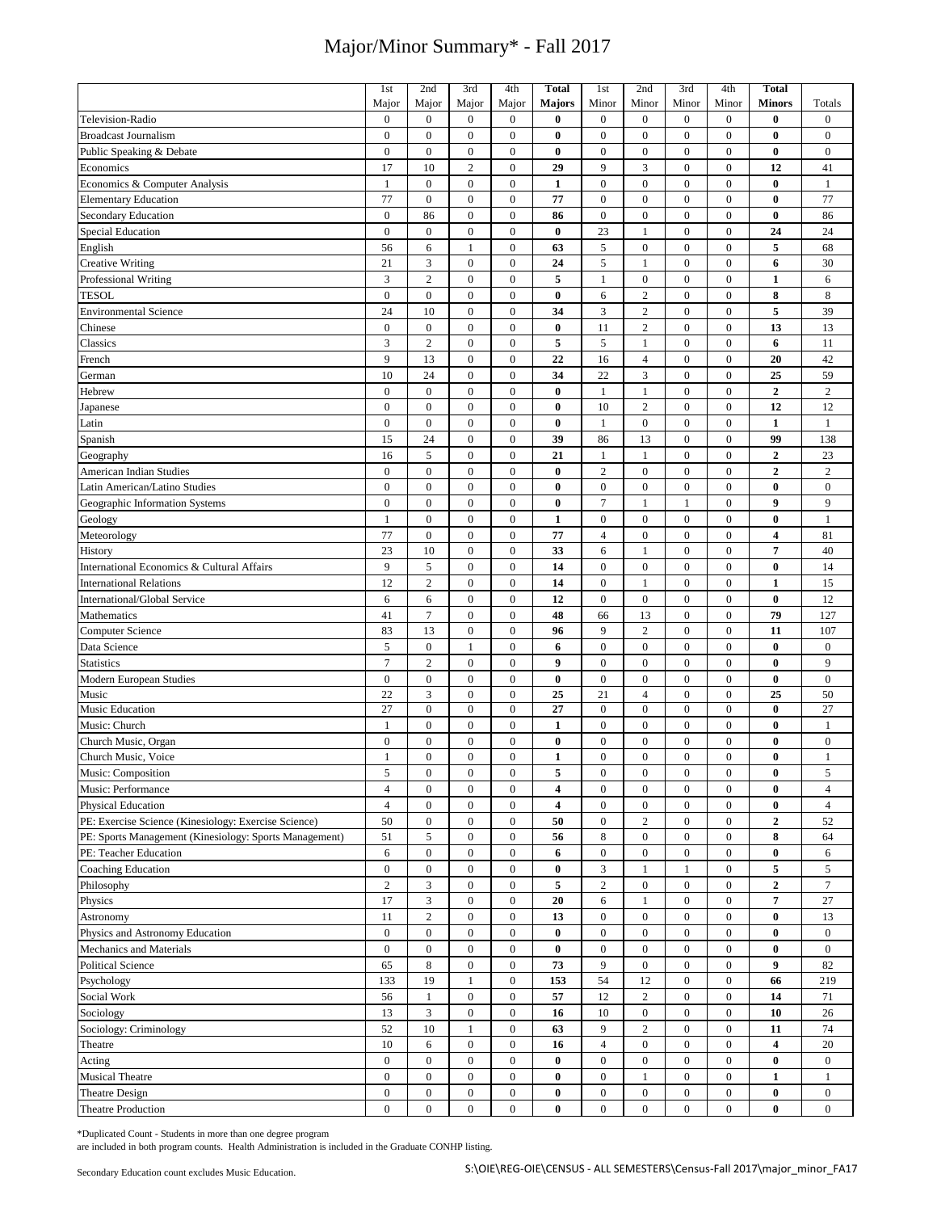# Major/Minor Summary* - Fall 2017

| | 1st Major | 2nd Major | 3rd Major | 4th Major | **Total Majors** | 1st Minor | 2nd Minor | 3rd Minor | 4th Minor | **Total Minors** | Totals |
|---|---|---|---|---|---|---|---|---|---|---|---|
| Television-Radio | 0 | 0 | 0 | 0 | **0** | 0 | 0 | 0 | 0 | **0** | 0 |
| Broadcast Journalism | 0 | 0 | 0 | 0 | **0** | 0 | 0 | 0 | 0 | **0** | 0 |
| Public Speaking & Debate | 0 | 0 | 0 | 0 | **0** | 0 | 0 | 0 | 0 | **0** | 0 |
| Economics | 17 | 10 | 2 | 0 | **29** | 9 | 3 | 0 | 0 | **12** | 41 |
| Economics & Computer Analysis | 1 | 0 | 0 | 0 | **1** | 0 | 0 | 0 | 0 | **0** | 1 |
| Elementary Education | 77 | 0 | 0 | 0 | **77** | 0 | 0 | 0 | 0 | **0** | 77 |
| Secondary Education | 0 | 86 | 0 | 0 | **86** | 0 | 0 | 0 | 0 | **0** | 86 |
| Special Education | 0 | 0 | 0 | 0 | **0** | 23 | 1 | 0 | 0 | **24** | 24 |
| English | 56 | 6 | 1 | 0 | **63** | 5 | 0 | 0 | 0 | **5** | 68 |
| Creative Writing | 21 | 3 | 0 | 0 | **24** | 5 | 1 | 0 | 0 | **6** | 30 |
| Professional Writing | 3 | 2 | 0 | 0 | **5** | 1 | 0 | 0 | 0 | **1** | 6 |
| TESOL | 0 | 0 | 0 | 0 | **0** | 6 | 2 | 0 | 0 | **8** | 8 |
| Environmental Science | 24 | 10 | 0 | 0 | **34** | 3 | 2 | 0 | 0 | **5** | 39 |
| Chinese | 0 | 0 | 0 | 0 | **0** | 11 | 2 | 0 | 0 | **13** | 13 |
| Classics | 3 | 2 | 0 | 0 | **5** | 5 | 1 | 0 | 0 | **6** | 11 |
| French | 9 | 13 | 0 | 0 | **22** | 16 | 4 | 0 | 0 | **20** | 42 |
| German | 10 | 24 | 0 | 0 | **34** | 22 | 3 | 0 | 0 | **25** | 59 |
| Hebrew | 0 | 0 | 0 | 0 | **0** | 1 | 1 | 0 | 0 | **2** | 2 |
| Japanese | 0 | 0 | 0 | 0 | **0** | 10 | 2 | 0 | 0 | **12** | 12 |
| Latin | 0 | 0 | 0 | 0 | **0** | 1 | 0 | 0 | 0 | **1** | 1 |
| Spanish | 15 | 24 | 0 | 0 | **39** | 86 | 13 | 0 | 0 | **99** | 138 |
| Geography | 16 | 5 | 0 | 0 | **21** | 1 | 1 | 0 | 0 | **2** | 23 |
| American Indian Studies | 0 | 0 | 0 | 0 | **0** | 2 | 0 | 0 | 0 | **2** | 2 |
| Latin American/Latino Studies | 0 | 0 | 0 | 0 | **0** | 0 | 0 | 0 | 0 | **0** | 0 |
| Geographic Information Systems | 0 | 0 | 0 | 0 | **0** | 7 | 1 | 1 | 0 | **9** | 9 |
| Geology | 1 | 0 | 0 | 0 | **1** | 0 | 0 | 0 | 0 | **0** | 1 |
| Meteorology | 77 | 0 | 0 | 0 | **77** | 4 | 0 | 0 | 0 | **4** | 81 |
| History | 23 | 10 | 0 | 0 | **33** | 6 | 1 | 0 | 0 | **7** | 40 |
| International Economics & Cultural Affairs | 9 | 5 | 0 | 0 | **14** | 0 | 0 | 0 | 0 | **0** | 14 |
| International Relations | 12 | 2 | 0 | 0 | **14** | 0 | 1 | 0 | 0 | **1** | 15 |
| International/Global Service | 6 | 6 | 0 | 0 | **12** | 0 | 0 | 0 | 0 | **0** | 12 |
| Mathematics | 41 | 7 | 0 | 0 | **48** | 66 | 13 | 0 | 0 | **79** | 127 |
| Computer Science | 83 | 13 | 0 | 0 | **96** | 9 | 2 | 0 | 0 | **11** | 107 |
| Data Science | 5 | 0 | 1 | 0 | **6** | 0 | 0 | 0 | 0 | **0** | 0 |
| Statistics | 7 | 2 | 0 | 0 | **9** | 0 | 0 | 0 | 0 | **0** | 9 |
| Modern European Studies | 0 | 0 | 0 | 0 | **0** | 0 | 0 | 0 | 0 | **0** | 0 |
| Music | 22 | 3 | 0 | 0 | **25** | 21 | 4 | 0 | 0 | **25** | 50 |
| Music Education | 27 | 0 | 0 | 0 | **27** | 0 | 0 | 0 | 0 | **0** | 27 |
| Music: Church | 1 | 0 | 0 | 0 | **1** | 0 | 0 | 0 | 0 | **0** | 1 |
| Church Music, Organ | 0 | 0 | 0 | 0 | **0** | 0 | 0 | 0 | 0 | **0** | 0 |
| Church Music, Voice | 1 | 0 | 0 | 0 | **1** | 0 | 0 | 0 | 0 | **0** | 1 |
| Music: Composition | 5 | 0 | 0 | 0 | **5** | 0 | 0 | 0 | 0 | **0** | 5 |
| Music: Performance | 4 | 0 | 0 | 0 | **4** | 0 | 0 | 0 | 0 | **0** | 4 |
| Physical Education | 4 | 0 | 0 | 0 | **4** | 0 | 0 | 0 | 0 | **0** | 4 |
| PE: Exercise Science (Kinesiology: Exercise Science) | 50 | 0 | 0 | 0 | **50** | 0 | 2 | 0 | 0 | **2** | 52 |
| PE: Sports Management (Kinesiology: Sports Management) | 51 | 5 | 0 | 0 | **56** | 8 | 0 | 0 | 0 | **8** | 64 |
| PE: Teacher Education | 6 | 0 | 0 | 0 | **6** | 0 | 0 | 0 | 0 | **0** | 6 |
| Coaching Education | 0 | 0 | 0 | 0 | **0** | 3 | 1 | 1 | 0 | **5** | 5 |
| Philosophy | 2 | 3 | 0 | 0 | **5** | 2 | 0 | 0 | 0 | **2** | 7 |
| Physics | 17 | 3 | 0 | 0 | **20** | 6 | 1 | 0 | 0 | **7** | 27 |
| Astronomy | 11 | 2 | 0 | 0 | **13** | 0 | 0 | 0 | 0 | **0** | 13 |
| Physics and Astronomy Education | 0 | 0 | 0 | 0 | **0** | 0 | 0 | 0 | 0 | **0** | 0 |
| Mechanics and Materials | 0 | 0 | 0 | 0 | **0** | 0 | 0 | 0 | 0 | **0** | 0 |
| Political Science | 65 | 8 | 0 | 0 | **73** | 9 | 0 | 0 | 0 | **9** | 82 |
| Psychology | 133 | 19 | 1 | 0 | **153** | 54 | 12 | 0 | 0 | **66** | 219 |
| Social Work | 56 | 1 | 0 | 0 | **57** | 12 | 2 | 0 | 0 | **14** | 71 |
| Sociology | 13 | 3 | 0 | 0 | **16** | 10 | 0 | 0 | 0 | **10** | 26 |
| Sociology: Criminology | 52 | 10 | 1 | 0 | **63** | 9 | 2 | 0 | 0 | **11** | 74 |
| Theatre | 10 | 6 | 0 | 0 | **16** | 4 | 0 | 0 | 0 | **4** | 20 |
| Acting | 0 | 0 | 0 | 0 | **0** | 0 | 0 | 0 | 0 | **0** | 0 |
| Musical Theatre | 0 | 0 | 0 | 0 | **0** | 0 | 1 | 0 | 0 | **1** | 1 |
| Theatre Design | 0 | 0 | 0 | 0 | **0** | 0 | 0 | 0 | 0 | **0** | 0 |
| Theatre Production | 0 | 0 | 0 | 0 | **0** | 0 | 0 | 0 | 0 | **0** | 0 |

*Duplicated Count - Students in more than one degree program are included in both program counts. Health Administration is included in the Graduate CONHP listing.

Secondary Education count excludes Music Education.

S:\OIE\REG-OIE\CENSUS - ALL SEMESTERS\Census-Fall 2017\major_minor_FA17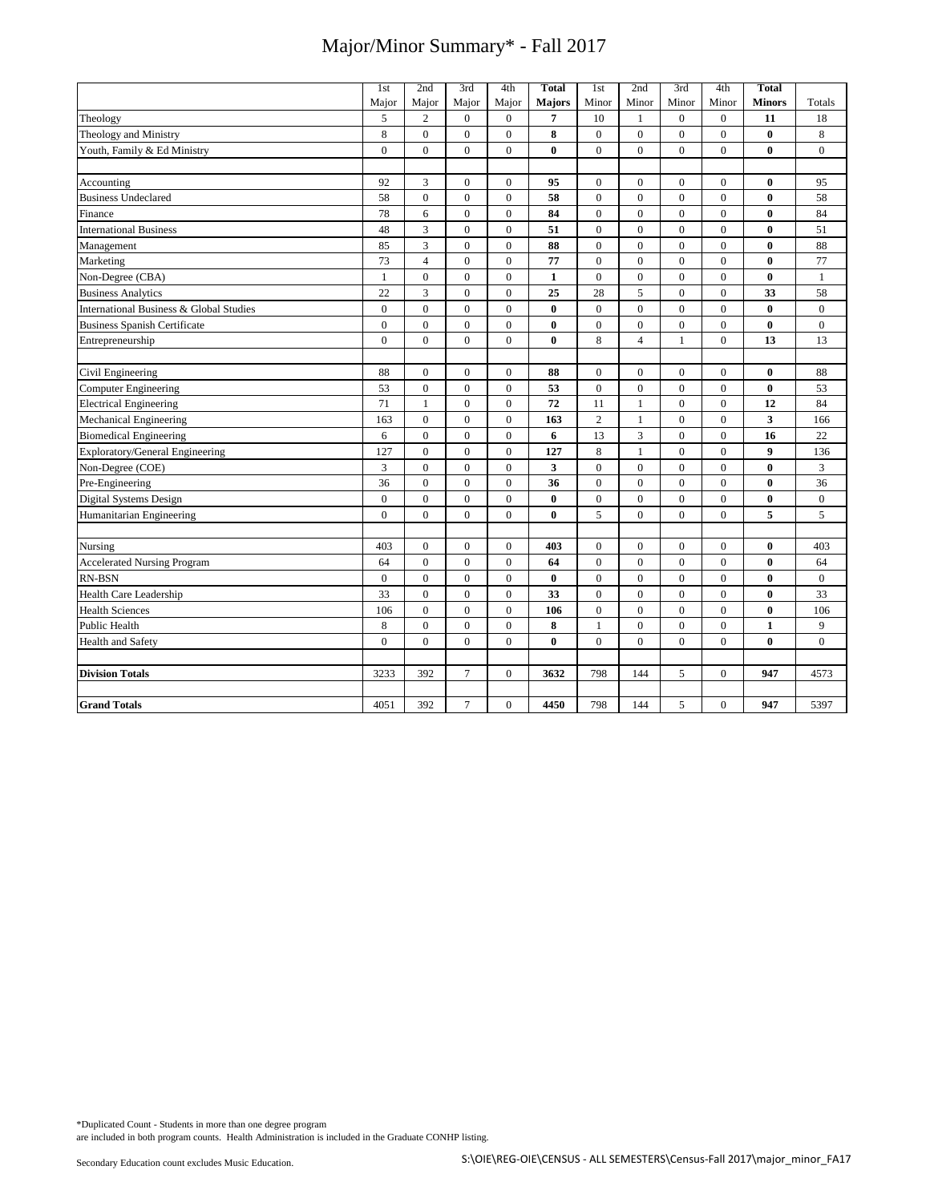# Major/Minor Summary* - Fall 2017

| | 1st Major | 2nd Major | 3rd Major | 4th Major | **Total Majors** | 1st Minor | 2nd Minor | 3rd Minor | 4th Minor | **Total Minors** | Totals |
|---|---|---|---|---|---|---|---|---|---|---|---|
| Theology | 5 | 2 | 0 | 0 | **7** | 10 | 1 | 0 | 0 | **11** | 18 |
| Theology and Ministry | 8 | 0 | 0 | 0 | **8** | 0 | 0 | 0 | 0 | **0** | 8 |
| Youth, Family & Ed Ministry | 0 | 0 | 0 | 0 | **0** | 0 | 0 | 0 | 0 | **0** | 0 |
| | | | | | | | | | | | |
| Accounting | 92 | 3 | 0 | 0 | **95** | 0 | 0 | 0 | 0 | **0** | 95 |
| Business Undeclared | 58 | 0 | 0 | 0 | **58** | 0 | 0 | 0 | 0 | **0** | 58 |
| Finance | 78 | 6 | 0 | 0 | **84** | 0 | 0 | 0 | 0 | **0** | 84 |
| International Business | 48 | 3 | 0 | 0 | **51** | 0 | 0 | 0 | 0 | **0** | 51 |
| Management | 85 | 3 | 0 | 0 | **88** | 0 | 0 | 0 | 0 | **0** | 88 |
| Marketing | 73 | 4 | 0 | 0 | **77** | 0 | 0 | 0 | 0 | **0** | 77 |
| Non-Degree (CBA) | 1 | 0 | 0 | 0 | **1** | 0 | 0 | 0 | 0 | **0** | 1 |
| Business Analytics | 22 | 3 | 0 | 0 | **25** | 28 | 5 | 0 | 0 | **33** | 58 |
| International Business & Global Studies | 0 | 0 | 0 | 0 | **0** | 0 | 0 | 0 | 0 | **0** | 0 |
| Business Spanish Certificate | 0 | 0 | 0 | 0 | **0** | 0 | 0 | 0 | 0 | **0** | 0 |
| Entrepreneurship | 0 | 0 | 0 | 0 | **0** | 8 | 4 | 1 | 0 | **13** | 13 |
| | | | | | | | | | | | |
| Civil Engineering | 88 | 0 | 0 | 0 | **88** | 0 | 0 | 0 | 0 | **0** | 88 |
| Computer Engineering | 53 | 0 | 0 | 0 | **53** | 0 | 0 | 0 | 0 | **0** | 53 |
| Electrical Engineering | 71 | 1 | 0 | 0 | **72** | 11 | 1 | 0 | 0 | **12** | 84 |
| Mechanical Engineering | 163 | 0 | 0 | 0 | **163** | 2 | 1 | 0 | 0 | **3** | 166 |
| Biomedical Engineering | 6 | 0 | 0 | 0 | **6** | 13 | 3 | 0 | 0 | **16** | 22 |
| Exploratory/General Engineering | 127 | 0 | 0 | 0 | **127** | 8 | 1 | 0 | 0 | **9** | 136 |
| Non-Degree (COE) | 3 | 0 | 0 | 0 | **3** | 0 | 0 | 0 | 0 | **0** | 3 |
| Pre-Engineering | 36 | 0 | 0 | 0 | **36** | 0 | 0 | 0 | 0 | **0** | 36 |
| Digital Systems Design | 0 | 0 | 0 | 0 | **0** | 0 | 0 | 0 | 0 | **0** | 0 |
| Humanitarian Engineering | 0 | 0 | 0 | 0 | **0** | 5 | 0 | 0 | 0 | **5** | 5 |
| | | | | | | | | | | | |
| Nursing | 403 | 0 | 0 | 0 | **403** | 0 | 0 | 0 | 0 | **0** | 403 |
| Accelerated Nursing Program | 64 | 0 | 0 | 0 | **64** | 0 | 0 | 0 | 0 | **0** | 64 |
| RN-BSN | 0 | 0 | 0 | 0 | **0** | 0 | 0 | 0 | 0 | **0** | 0 |
| Health Care Leadership | 33 | 0 | 0 | 0 | **33** | 0 | 0 | 0 | 0 | **0** | 33 |
| Health Sciences | 106 | 0 | 0 | 0 | **106** | 0 | 0 | 0 | 0 | **0** | 106 |
| Public Health | 8 | 0 | 0 | 0 | **8** | 1 | 0 | 0 | 0 | **1** | 9 |
| Health and Safety | 0 | 0 | 0 | 0 | **0** | 0 | 0 | 0 | 0 | **0** | 0 |
| | | | | | | | | | | | |
| **Division Totals** | 3233 | 392 | 7 | 0 | **3632** | 798 | 144 | 5 | 0 | **947** | 4573 |
| | | | | | | | | | | | |
| **Grand Totals** | 4051 | 392 | 7 | 0 | **4450** | 798 | 144 | 5 | 0 | **947** | 5397 |

*Duplicated Count - Students in more than one degree program are included in both program counts. Health Administration is included in the Graduate CONHP listing.

Secondary Education count excludes Music Education.

S:\OIE\REG-OIE\CENSUS - ALL SEMESTERS\Census-Fall 2017\major_minor_FA17